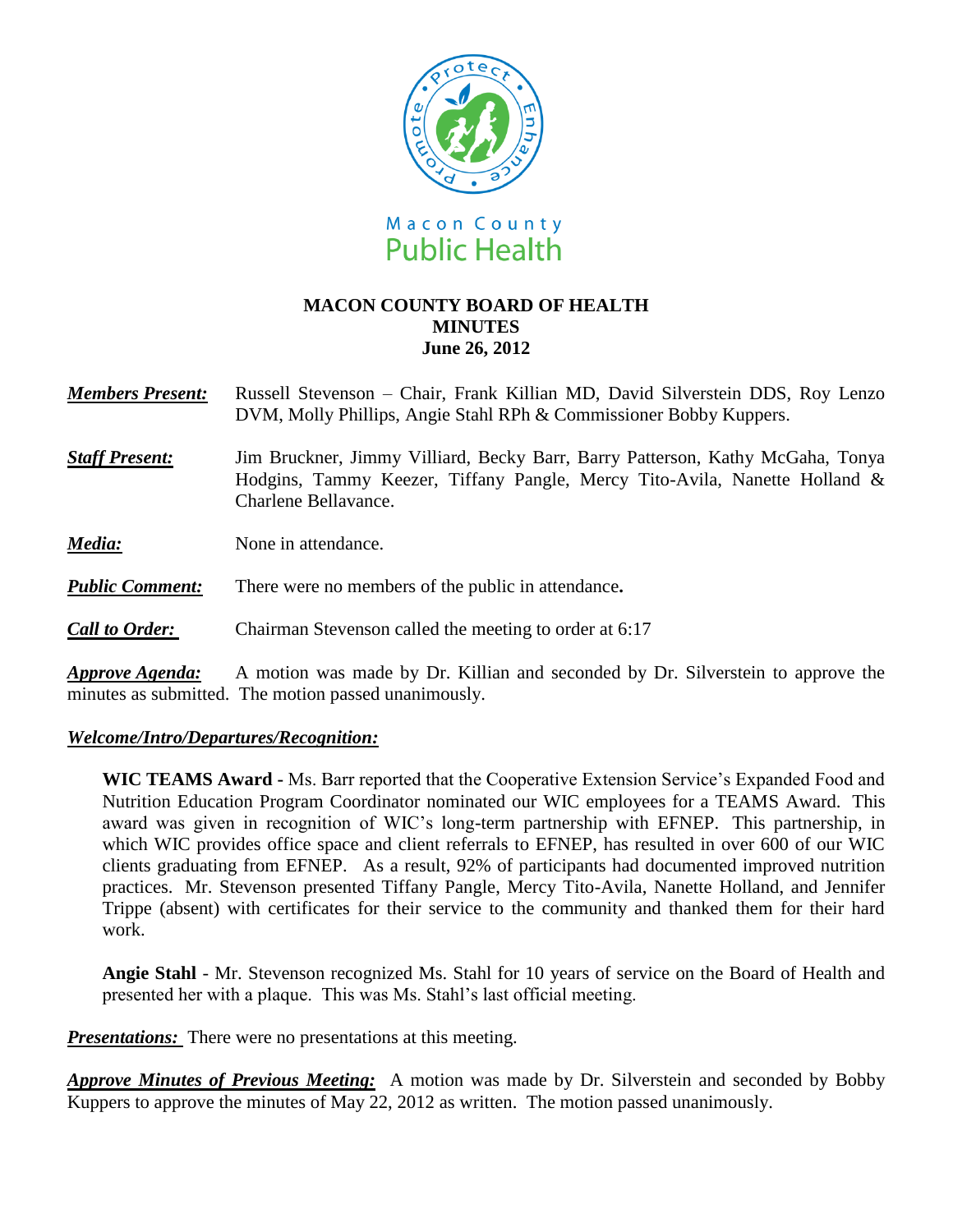Macon County
Public Health

# MACON COUNTY BOARD OF HEALTH
## MINUTES
### June 26, 2012

***Members Present:*** Russell Stevenson – Chair, Frank Killian MD, David Silverstein DDS, Roy Lenzo DVM, Molly Phillips, Angie Stahl RPh & Commissioner Bobby Kuppers.

***Staff Present:*** Jim Bruckner, Jimmy Villiard, Becky Barr, Barry Patterson, Kathy McGaha, Tonya Hodgins, Tammy Keezer, Tiffany Pangle, Mercy Tito-Avila, Nanette Holland & Charlene Bellavance.

***Media:*** None in attendance.

***Public Comment:*** There were no members of the public in attendance**.**

***Call to Order:*** Chairman Stevenson called the meeting to order at 6:17

***Approve Agenda:*** A motion was made by Dr. Killian and seconded by Dr. Silverstein to approve the minutes as submitted. The motion passed unanimously.

***Welcome/Intro/Departures/Recognition:***

**WIC TEAMS Award -** Ms. Barr reported that the Cooperative Extension Service's Expanded Food and Nutrition Education Program Coordinator nominated our WIC employees for a TEAMS Award. This award was given in recognition of WIC's long-term partnership with EFNEP. This partnership, in which WIC provides office space and client referrals to EFNEP, has resulted in over 600 of our WIC clients graduating from EFNEP. As a result, 92% of participants had documented improved nutrition practices. Mr. Stevenson presented Tiffany Pangle, Mercy Tito-Avila, Nanette Holland, and Jennifer Trippe (absent) with certificates for their service to the community and thanked them for their hard work.

**Angie Stahl** - Mr. Stevenson recognized Ms. Stahl for 10 years of service on the Board of Health and presented her with a plaque. This was Ms. Stahl's last official meeting.

***Presentations:*** There were no presentations at this meeting.

***Approve Minutes of Previous Meeting:*** A motion was made by Dr. Silverstein and seconded by Bobby Kuppers to approve the minutes of May 22, 2012 as written. The motion passed unanimously.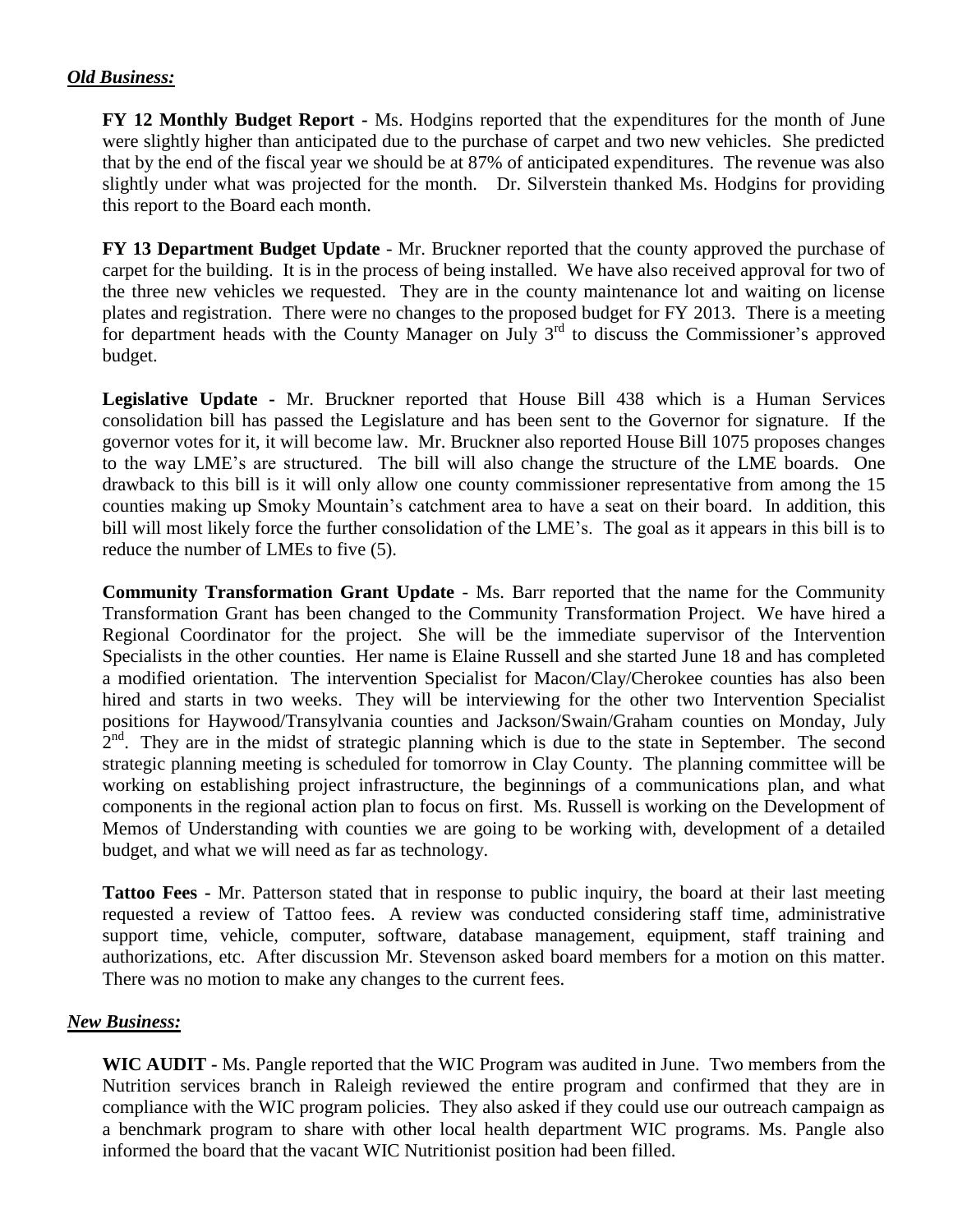## ***Old Business:***

**FY 12 Monthly Budget Report -** Ms. Hodgins reported that the expenditures for the month of June were slightly higher than anticipated due to the purchase of carpet and two new vehicles. She predicted that by the end of the fiscal year we should be at 87% of anticipated expenditures. The revenue was also slightly under what was projected for the month. Dr. Silverstein thanked Ms. Hodgins for providing this report to the Board each month.

**FY 13 Department Budget Update** - Mr. Bruckner reported that the county approved the purchase of carpet for the building. It is in the process of being installed. We have also received approval for two of the three new vehicles we requested. They are in the county maintenance lot and waiting on license plates and registration. There were no changes to the proposed budget for FY 2013. There is a meeting for department heads with the County Manager on July 3rd to discuss the Commissioner's approved budget.

**Legislative Update -** Mr. Bruckner reported that House Bill 438 which is a Human Services consolidation bill has passed the Legislature and has been sent to the Governor for signature. If the governor votes for it, it will become law. Mr. Bruckner also reported House Bill 1075 proposes changes to the way LME's are structured. The bill will also change the structure of the LME boards. One drawback to this bill is it will only allow one county commissioner representative from among the 15 counties making up Smoky Mountain's catchment area to have a seat on their board. In addition, this bill will most likely force the further consolidation of the LME's. The goal as it appears in this bill is to reduce the number of LMEs to five (5).

**Community Transformation Grant Update** - Ms. Barr reported that the name for the Community Transformation Grant has been changed to the Community Transformation Project. We have hired a Regional Coordinator for the project. She will be the immediate supervisor of the Intervention Specialists in the other counties. Her name is Elaine Russell and she started June 18 and has completed a modified orientation. The intervention Specialist for Macon/Clay/Cherokee counties has also been hired and starts in two weeks. They will be interviewing for the other two Intervention Specialist positions for Haywood/Transylvania counties and Jackson/Swain/Graham counties on Monday, July 2nd. They are in the midst of strategic planning which is due to the state in September. The second strategic planning meeting is scheduled for tomorrow in Clay County. The planning committee will be working on establishing project infrastructure, the beginnings of a communications plan, and what components in the regional action plan to focus on first. Ms. Russell is working on the Development of Memos of Understanding with counties we are going to be working with, development of a detailed budget, and what we will need as far as technology.

**Tattoo Fees -** Mr. Patterson stated that in response to public inquiry, the board at their last meeting requested a review of Tattoo fees. A review was conducted considering staff time, administrative support time, vehicle, computer, software, database management, equipment, staff training and authorizations, etc. After discussion Mr. Stevenson asked board members for a motion on this matter. There was no motion to make any changes to the current fees.

## ***New Business:***

**WIC AUDIT -** Ms. Pangle reported that the WIC Program was audited in June. Two members from the Nutrition services branch in Raleigh reviewed the entire program and confirmed that they are in compliance with the WIC program policies. They also asked if they could use our outreach campaign as a benchmark program to share with other local health department WIC programs. Ms. Pangle also informed the board that the vacant WIC Nutritionist position had been filled.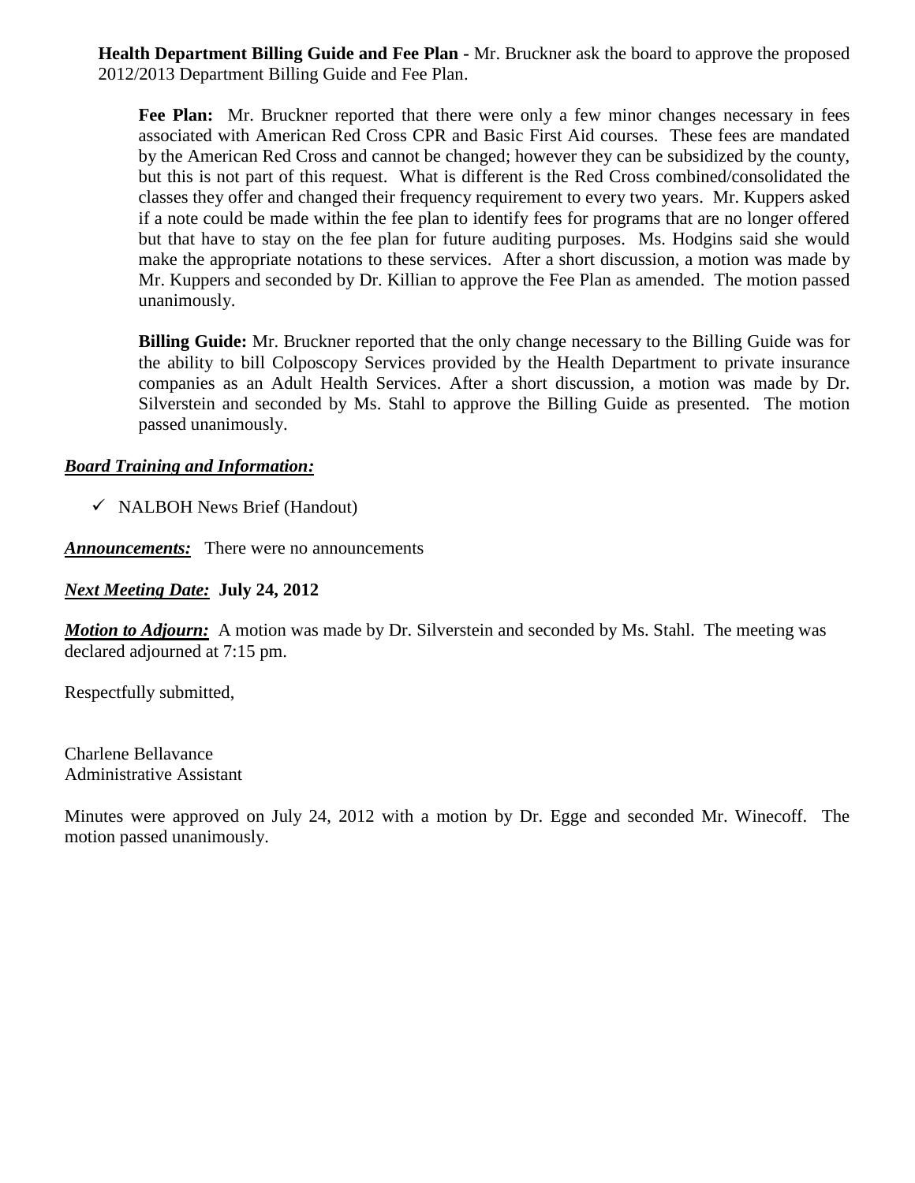**Health Department Billing Guide and Fee Plan -** Mr. Bruckner ask the board to approve the proposed 2012/2013 Department Billing Guide and Fee Plan.

> **Fee Plan:** Mr. Bruckner reported that there were only a few minor changes necessary in fees associated with American Red Cross CPR and Basic First Aid courses. These fees are mandated by the American Red Cross and cannot be changed; however they can be subsidized by the county, but this is not part of this request. What is different is the Red Cross combined/consolidated the classes they offer and changed their frequency requirement to every two years. Mr. Kuppers asked if a note could be made within the fee plan to identify fees for programs that are no longer offered but that have to stay on the fee plan for future auditing purposes. Ms. Hodgins said she would make the appropriate notations to these services. After a short discussion, a motion was made by Mr. Kuppers and seconded by Dr. Killian to approve the Fee Plan as amended. The motion passed unanimously.
>
> **Billing Guide:** Mr. Bruckner reported that the only change necessary to the Billing Guide was for the ability to bill Colposcopy Services provided by the Health Department to private insurance companies as an Adult Health Services. After a short discussion, a motion was made by Dr. Silverstein and seconded by Ms. Stahl to approve the Billing Guide as presented. The motion passed unanimously.

***Board Training and Information:***

- ✓ NALBOH News Brief (Handout)

***Announcements:*** There were no announcements

***Next Meeting Date:*** **July 24, 2012**

***Motion to Adjourn:*** A motion was made by Dr. Silverstein and seconded by Ms. Stahl. The meeting was declared adjourned at 7:15 pm.

Respectfully submitted,

Charlene Bellavance
Administrative Assistant

Minutes were approved on July 24, 2012 with a motion by Dr. Egge and seconded Mr. Winecoff. The motion passed unanimously.